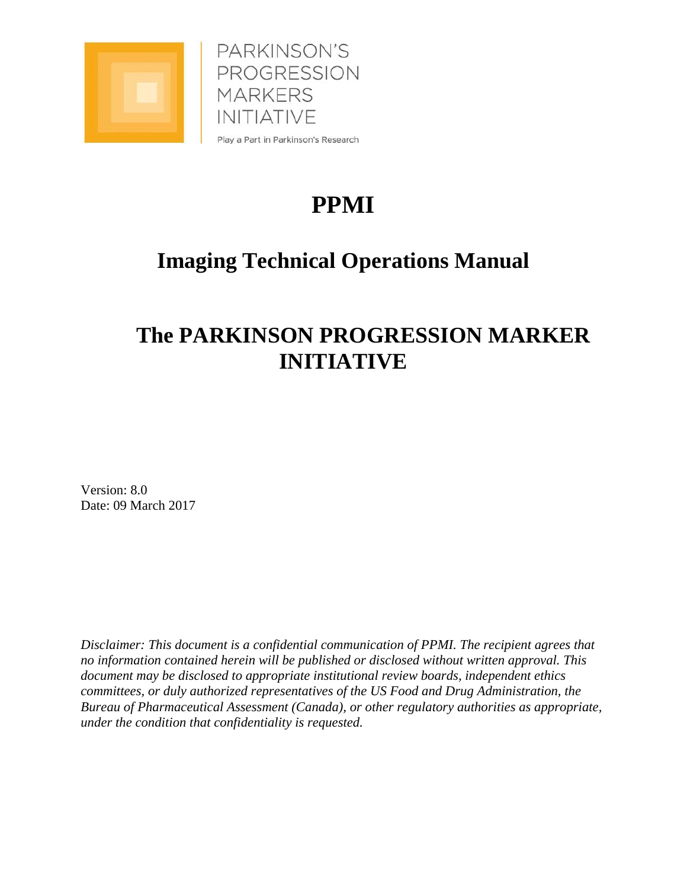PARKINSON'S
PROGRESSION
MARKERS
INITIATIVE

Play a Part in Parkinson's Research

# PPMI

## Imaging Technical Operations Manual

## The PARKINSON PROGRESSION MARKER INITIATIVE

Version: 8.0
Date: 09 March 2017

*Disclaimer: This document is a confidential communication of PPMI. The recipient agrees that no information contained herein will be published or disclosed without written approval. This document may be disclosed to appropriate institutional review boards, independent ethics committees, or duly authorized representatives of the US Food and Drug Administration, the Bureau of Pharmaceutical Assessment (Canada), or other regulatory authorities as appropriate, under the condition that confidentiality is requested.*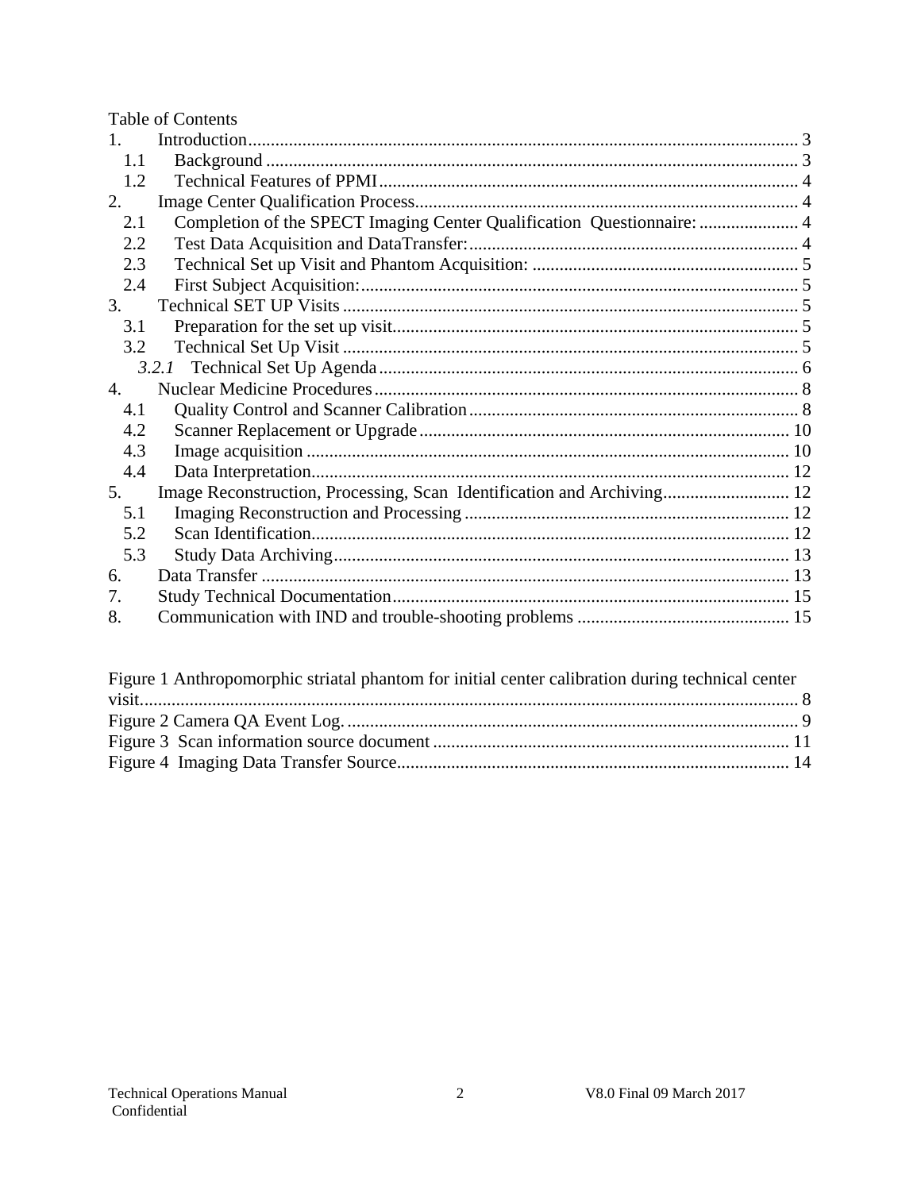Table of Contents

1. Introduction ........................................................................................................................ 3
   - 1.1 Background ................................................................................................................ 3
   - 1.2 Technical Features of PPMI ........................................................................................ 4
2. Image Center Qualification Process .................................................................................. 4
   - 2.1 Completion of the SPECT Imaging Center Qualification Questionnaire: ...................... 4
   - 2.2 Test Data Acquisition and DataTransfer: ..................................................................... 4
   - 2.3 Technical Set up Visit and Phantom Acquisition: ......................................................... 5
   - 2.4 First Subject Acquisition: ............................................................................................. 5
3. Technical SET UP Visits ..................................................................................................... 5
   - 3.1 Preparation for the set up visit ..................................................................................... 5
   - 3.2 Technical Set Up Visit .................................................................................................. 5
     - *3.2.1* Technical Set Up Agenda ...................................................................................... 6
4. Nuclear Medicine Procedures ............................................................................................. 8
   - 4.1 Quality Control and Scanner Calibration ...................................................................... 8
   - 4.2 Scanner Replacement or Upgrade ............................................................................. 10
   - 4.3 Image acquisition ....................................................................................................... 10
   - 4.4 Data Interpretation ..................................................................................................... 12
5. Image Reconstruction, Processing, Scan Identification and Archiving ............................... 12
   - 5.1 Imaging Reconstruction and Processing ..................................................................... 12
   - 5.2 Scan Identification ...................................................................................................... 12
   - 5.3 Study Data Archiving .................................................................................................. 13
6. Data Transfer .................................................................................................................... 13
7. Study Technical Documentation ........................................................................................ 15
8. Communication with IND and trouble-shooting problems ................................................ 15

Figure 1 Anthropomorphic striatal phantom for initial center calibration during technical center visit ........ 8

Figure 2 Camera QA Event Log. .................................................................................................... 9

Figure 3 Scan information source document ............................................................................... 11

Figure 4 Imaging Data Transfer Source ........................................................................................ 14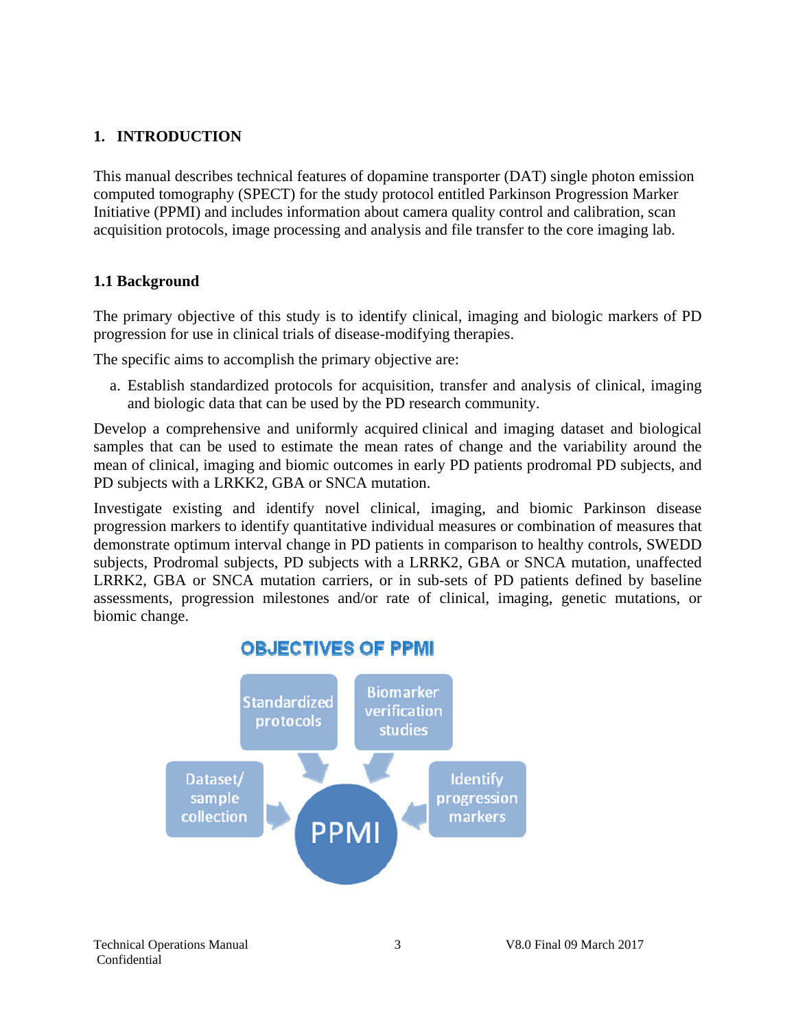## 1. INTRODUCTION

This manual describes technical features of dopamine transporter (DAT) single photon emission computed tomography (SPECT) for the study protocol entitled Parkinson Progression Marker Initiative (PPMI) and includes information about camera quality control and calibration, scan acquisition protocols, image processing and analysis and file transfer to the core imaging lab.

### 1.1 Background

The primary objective of this study is to identify clinical, imaging and biologic markers of PD progression for use in clinical trials of disease-modifying therapies.

The specific aims to accomplish the primary objective are:

a. Establish standardized protocols for acquisition, transfer and analysis of clinical, imaging and biologic data that can be used by the PD research community.

Develop a comprehensive and uniformly acquired clinical and imaging dataset and biological samples that can be used to estimate the mean rates of change and the variability around the mean of clinical, imaging and biomic outcomes in early PD patients prodromal PD subjects, and PD subjects with a LRKK2, GBA or SNCA mutation.

Investigate existing and identify novel clinical, imaging, and biomic Parkinson disease progression markers to identify quantitative individual measures or combination of measures that demonstrate optimum interval change in PD patients in comparison to healthy controls, SWEDD subjects, Prodromal subjects, PD subjects with a LRKK2, GBA or SNCA mutation, unaffected LRKK2, GBA or SNCA mutation carriers, or in sub-sets of PD patients defined by baseline assessments, progression milestones and/or rate of clinical, imaging, genetic mutations, or biomic change.

**OBJECTIVES OF PPMI**

- Standardized protocols
- Biomarker verification studies
- Dataset/ sample collection
- Identify progression markers
- PPMI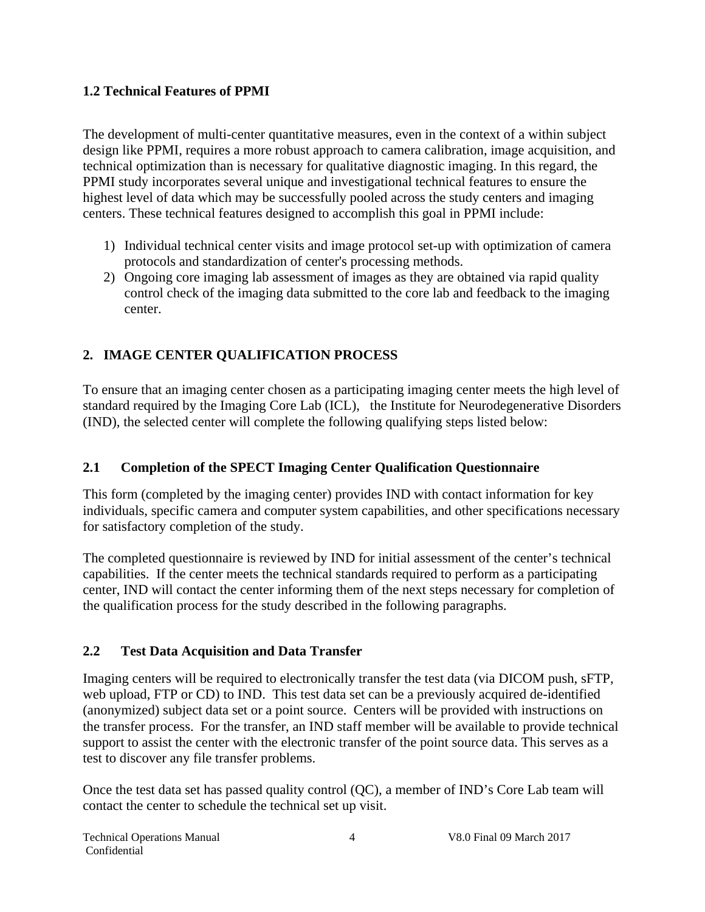### 1.2 Technical Features of PPMI

The development of multi-center quantitative measures, even in the context of a within subject design like PPMI, requires a more robust approach to camera calibration, image acquisition, and technical optimization than is necessary for qualitative diagnostic imaging. In this regard, the PPMI study incorporates several unique and investigational technical features to ensure the highest level of data which may be successfully pooled across the study centers and imaging centers. These technical features designed to accomplish this goal in PPMI include:

1) Individual technical center visits and image protocol set-up with optimization of camera protocols and standardization of center's processing methods.
2) Ongoing core imaging lab assessment of images as they are obtained via rapid quality control check of the imaging data submitted to the core lab and feedback to the imaging center.

## 2. IMAGE CENTER QUALIFICATION PROCESS

To ensure that an imaging center chosen as a participating imaging center meets the high level of standard required by the Imaging Core Lab (ICL), the Institute for Neurodegenerative Disorders (IND), the selected center will complete the following qualifying steps listed below:

### 2.1 Completion of the SPECT Imaging Center Qualification Questionnaire

This form (completed by the imaging center) provides IND with contact information for key individuals, specific camera and computer system capabilities, and other specifications necessary for satisfactory completion of the study.

The completed questionnaire is reviewed by IND for initial assessment of the center's technical capabilities. If the center meets the technical standards required to perform as a participating center, IND will contact the center informing them of the next steps necessary for completion of the qualification process for the study described in the following paragraphs.

### 2.2 Test Data Acquisition and Data Transfer

Imaging centers will be required to electronically transfer the test data (via DICOM push, sFTP, web upload, FTP or CD) to IND. This test data set can be a previously acquired de-identified (anonymized) subject data set or a point source. Centers will be provided with instructions on the transfer process. For the transfer, an IND staff member will be available to provide technical support to assist the center with the electronic transfer of the point source data. This serves as a test to discover any file transfer problems.

Once the test data set has passed quality control (QC), a member of IND's Core Lab team will contact the center to schedule the technical set up visit.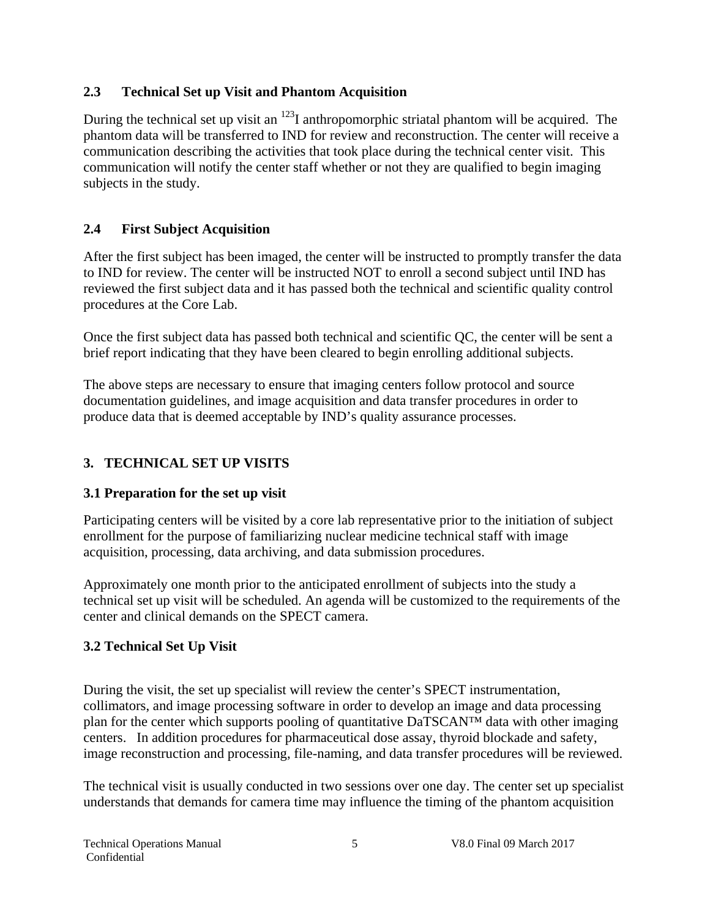## 2.3 Technical Set up Visit and Phantom Acquisition

During the technical set up visit an $^{123}$I anthropomorphic striatal phantom will be acquired. The phantom data will be transferred to IND for review and reconstruction. The center will receive a communication describing the activities that took place during the technical center visit. This communication will notify the center staff whether or not they are qualified to begin imaging subjects in the study.

## 2.4 First Subject Acquisition

After the first subject has been imaged, the center will be instructed to promptly transfer the data to IND for review. The center will be instructed NOT to enroll a second subject until IND has reviewed the first subject data and it has passed both the technical and scientific quality control procedures at the Core Lab.

Once the first subject data has passed both technical and scientific QC, the center will be sent a brief report indicating that they have been cleared to begin enrolling additional subjects.

The above steps are necessary to ensure that imaging centers follow protocol and source documentation guidelines, and image acquisition and data transfer procedures in order to produce data that is deemed acceptable by IND's quality assurance processes.

# 3. TECHNICAL SET UP VISITS

## 3.1 Preparation for the set up visit

Participating centers will be visited by a core lab representative prior to the initiation of subject enrollment for the purpose of familiarizing nuclear medicine technical staff with image acquisition, processing, data archiving, and data submission procedures.

Approximately one month prior to the anticipated enrollment of subjects into the study a technical set up visit will be scheduled. An agenda will be customized to the requirements of the center and clinical demands on the SPECT camera.

## 3.2 Technical Set Up Visit

During the visit, the set up specialist will review the center's SPECT instrumentation, collimators, and image processing software in order to develop an image and data processing plan for the center which supports pooling of quantitative DaTSCAN™ data with other imaging centers. In addition procedures for pharmaceutical dose assay, thyroid blockade and safety, image reconstruction and processing, file-naming, and data transfer procedures will be reviewed.

The technical visit is usually conducted in two sessions over one day. The center set up specialist understands that demands for camera time may influence the timing of the phantom acquisition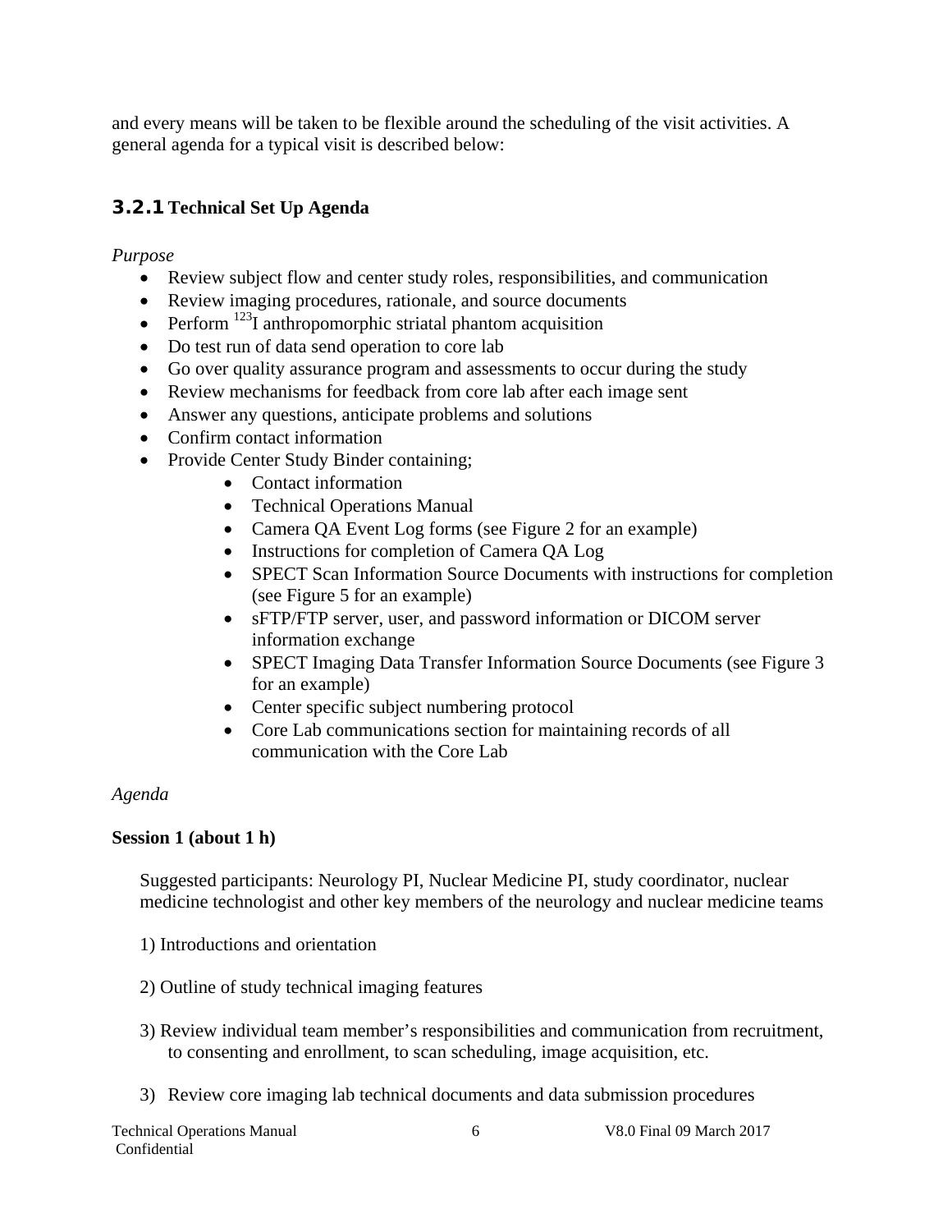and every means will be taken to be flexible around the scheduling of the visit activities. A general agenda for a typical visit is described below:

### 3.2.1 Technical Set Up Agenda

*Purpose*

- Review subject flow and center study roles, responsibilities, and communication
- Review imaging procedures, rationale, and source documents
- Perform $^{123}$I anthropomorphic striatal phantom acquisition
- Do test run of data send operation to core lab
- Go over quality assurance program and assessments to occur during the study
- Review mechanisms for feedback from core lab after each image sent
- Answer any questions, anticipate problems and solutions
- Confirm contact information
- Provide Center Study Binder containing;
    - Contact information
    - Technical Operations Manual
    - Camera QA Event Log forms (see Figure 2 for an example)
    - Instructions for completion of Camera QA Log
    - SPECT Scan Information Source Documents with instructions for completion (see Figure 5 for an example)
    - sFTP/FTP server, user, and password information or DICOM server information exchange
    - SPECT Imaging Data Transfer Information Source Documents (see Figure 3 for an example)
    - Center specific subject numbering protocol
    - Core Lab communications section for maintaining records of all communication with the Core Lab

*Agenda*

**Session 1 (about 1 h)**

Suggested participants: Neurology PI, Nuclear Medicine PI, study coordinator, nuclear medicine technologist and other key members of the neurology and nuclear medicine teams

1) Introductions and orientation

2) Outline of study technical imaging features

3) Review individual team member's responsibilities and communication from recruitment, to consenting and enrollment, to scan scheduling, image acquisition, etc.

3) Review core imaging lab technical documents and data submission procedures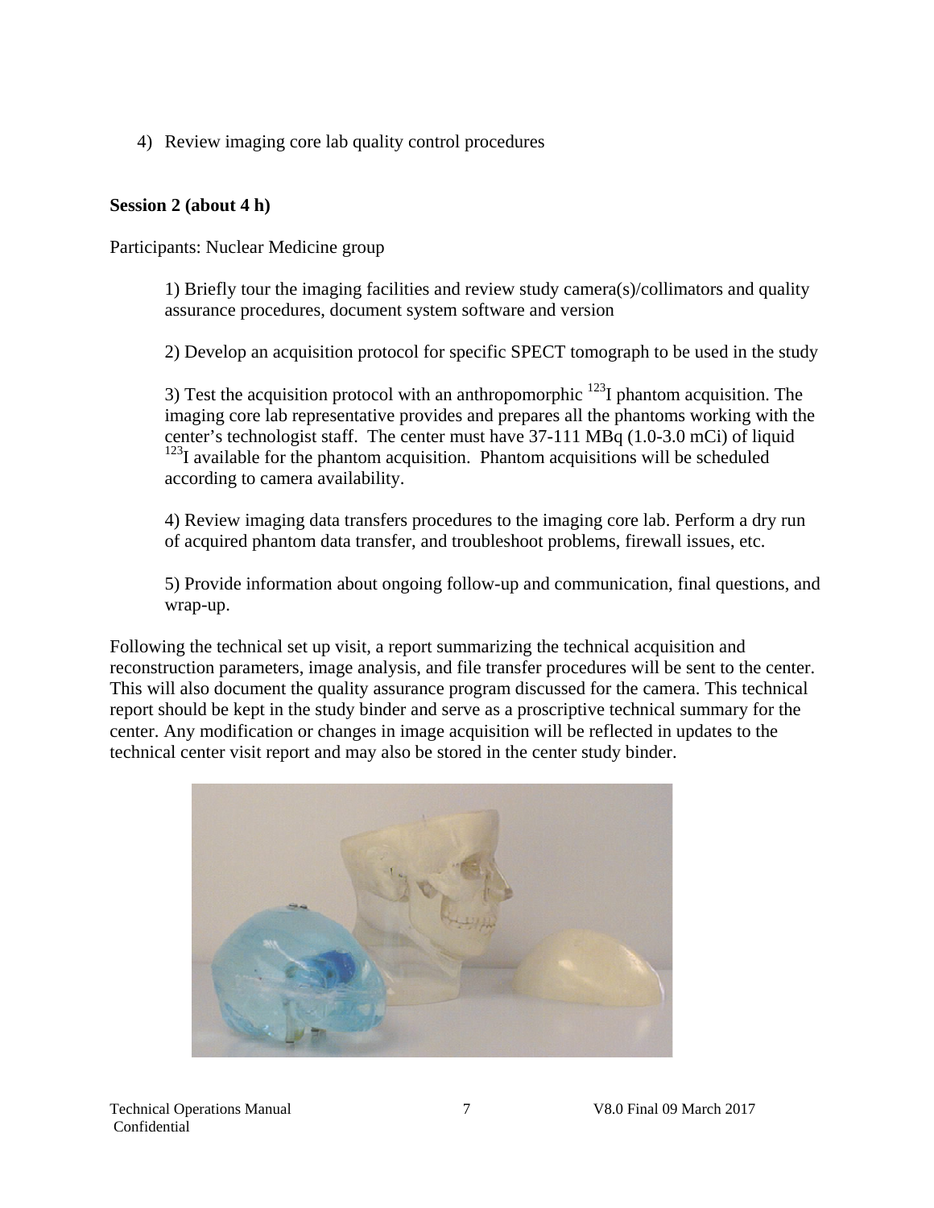4) Review imaging core lab quality control procedures

**Session 2 (about 4 h)**

Participants: Nuclear Medicine group

1) Briefly tour the imaging facilities and review study camera(s)/collimators and quality assurance procedures, document system software and version

2) Develop an acquisition protocol for specific SPECT tomograph to be used in the study

3) Test the acquisition protocol with an anthropomorphic $^{123}$I phantom acquisition. The imaging core lab representative provides and prepares all the phantoms working with the center's technologist staff. The center must have 37-111 MBq (1.0-3.0 mCi) of liquid $^{123}$I available for the phantom acquisition. Phantom acquisitions will be scheduled according to camera availability.

4) Review imaging data transfers procedures to the imaging core lab. Perform a dry run of acquired phantom data transfer, and troubleshoot problems, firewall issues, etc.

5) Provide information about ongoing follow-up and communication, final questions, and wrap-up.

Following the technical set up visit, a report summarizing the technical acquisition and reconstruction parameters, image analysis, and file transfer procedures will be sent to the center. This will also document the quality assurance program discussed for the camera. This technical report should be kept in the study binder and serve as a proscriptive technical summary for the center. Any modification or changes in image acquisition will be reflected in updates to the technical center visit report and may also be stored in the center study binder.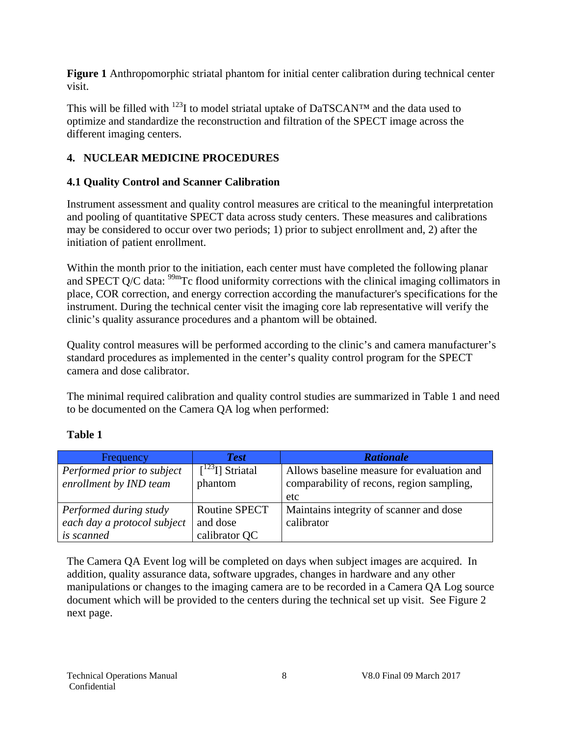**Figure 1** Anthropomorphic striatal phantom for initial center calibration during technical center visit.

This will be filled with $^{123}$I to model striatal uptake of DaTSCAN™ and the data used to optimize and standardize the reconstruction and filtration of the SPECT image across the different imaging centers.

## 4. NUCLEAR MEDICINE PROCEDURES

### 4.1 Quality Control and Scanner Calibration

Instrument assessment and quality control measures are critical to the meaningful interpretation and pooling of quantitative SPECT data across study centers. These measures and calibrations may be considered to occur over two periods; 1) prior to subject enrollment and, 2) after the initiation of patient enrollment.

Within the month prior to the initiation, each center must have completed the following planar and SPECT Q/C data: $^{99m}$Tc flood uniformity corrections with the clinical imaging collimators in place, COR correction, and energy correction according the manufacturer's specifications for the instrument. During the technical center visit the imaging core lab representative will verify the clinic's quality assurance procedures and a phantom will be obtained.

Quality control measures will be performed according to the clinic's and camera manufacturer's standard procedures as implemented in the center's quality control program for the SPECT camera and dose calibrator.

The minimal required calibration and quality control studies are summarized in Table 1 and need to be documented on the Camera QA log when performed:

**Table 1**

| Frequency | ***Test*** | ***Rationale*** |
|---|---|---|
| *Performed prior to subject enrollment by IND team* | [$^{123}$I] Striatal phantom | Allows baseline measure for evaluation and comparability of recons, region sampling, etc |
| *Performed during study each day a protocol subject is scanned* | Routine SPECT and dose calibrator QC | Maintains integrity of scanner and dose calibrator |

The Camera QA Event log will be completed on days when subject images are acquired. In addition, quality assurance data, software upgrades, changes in hardware and any other manipulations or changes to the imaging camera are to be recorded in a Camera QA Log source document which will be provided to the centers during the technical set up visit. See Figure 2 next page.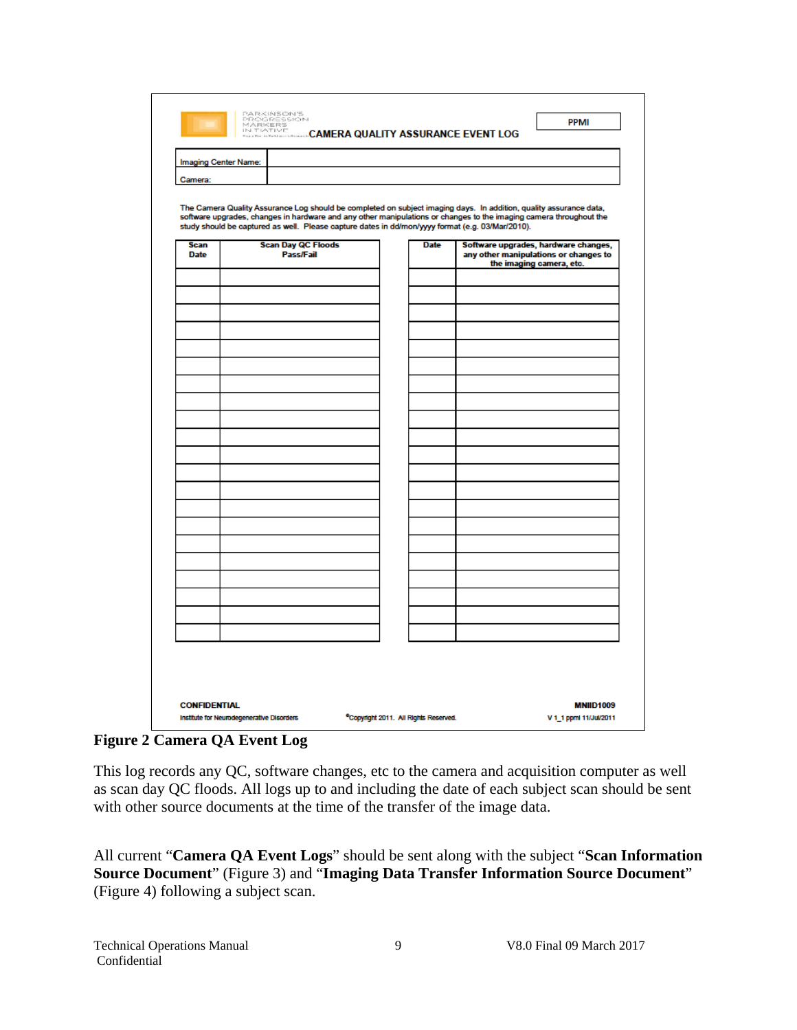PARKINSON'S PROGRESSION MARKERS INITIATIVE

**CAMERA QUALITY ASSURANCE EVENT LOG**

**PPMI**

| Imaging Center Name: | |
|---|---|
| Camera: | |

The Camera Quality Assurance Log should be completed on subject imaging days. In addition, quality assurance data, software upgrades, changes in hardware and any other manipulations or changes to the imaging camera throughout the study should be captured as well. Please capture dates in dd/mon/yyyy format (e.g. 03/Mar/2010).

| Scan Date | Scan Day QC Floods Pass/Fail | Date | Software upgrades, hardware changes, any other manipulations or changes to the imaging camera, etc. |
|---|---|---|---|
| | | | |
| | | | |
| | | | |
| | | | |
| | | | |
| | | | |
| | | | |
| | | | |
| | | | |
| | | | |
| | | | |
| | | | |
| | | | |
| | | | |
| | | | |
| | | | |
| | | | |
| | | | |
| | | | |
| | | | |
| | | | |

CONFIDENTIAL
Institute for Neurodegenerative Disorders ©Copyright 2011. All Rights Reserved. MNIID1009 V 1_1 ppmi 11/Jul/2011

**Figure 2 Camera QA Event Log**

This log records any QC, software changes, etc to the camera and acquisition computer as well as scan day QC floods. All logs up to and including the date of each subject scan should be sent with other source documents at the time of the transfer of the image data.

All current "**Camera QA Event Logs**" should be sent along with the subject "**Scan Information Source Document**" (Figure 3) and "**Imaging Data Transfer Information Source Document**" (Figure 4) following a subject scan.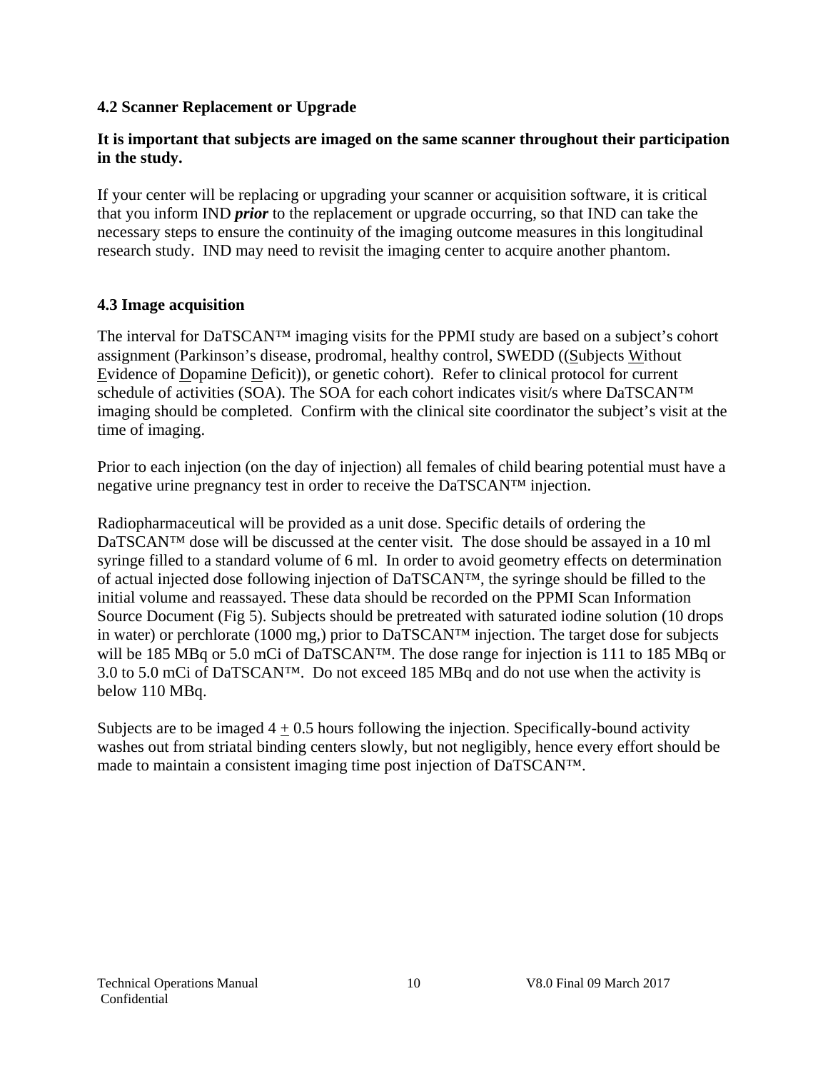### 4.2 Scanner Replacement or Upgrade

**It is important that subjects are imaged on the same scanner throughout their participation in the study.**

If your center will be replacing or upgrading your scanner or acquisition software, it is critical that you inform IND ***prior*** to the replacement or upgrade occurring, so that IND can take the necessary steps to ensure the continuity of the imaging outcome measures in this longitudinal research study. IND may need to revisit the imaging center to acquire another phantom.

### 4.3 Image acquisition

The interval for DaTSCAN™ imaging visits for the PPMI study are based on a subject's cohort assignment (Parkinson's disease, prodromal, healthy control, SWEDD ((Subjects Without Evidence of Dopamine Deficit)), or genetic cohort). Refer to clinical protocol for current schedule of activities (SOA). The SOA for each cohort indicates visit/s where DaTSCAN™ imaging should be completed. Confirm with the clinical site coordinator the subject's visit at the time of imaging.

Prior to each injection (on the day of injection) all females of child bearing potential must have a negative urine pregnancy test in order to receive the DaTSCAN™ injection.

Radiopharmaceutical will be provided as a unit dose. Specific details of ordering the DaTSCAN™ dose will be discussed at the center visit. The dose should be assayed in a 10 ml syringe filled to a standard volume of 6 ml. In order to avoid geometry effects on determination of actual injected dose following injection of DaTSCAN™, the syringe should be filled to the initial volume and reassayed. These data should be recorded on the PPMI Scan Information Source Document (Fig 5). Subjects should be pretreated with saturated iodine solution (10 drops in water) or perchlorate (1000 mg,) prior to DaTSCAN™ injection. The target dose for subjects will be 185 MBq or 5.0 mCi of DaTSCAN™. The dose range for injection is 111 to 185 MBq or 3.0 to 5.0 mCi of DaTSCAN™. Do not exceed 185 MBq and do not use when the activity is below 110 MBq.

Subjects are to be imaged 4 $\pm$ 0.5 hours following the injection. Specifically-bound activity washes out from striatal binding centers slowly, but not negligibly, hence every effort should be made to maintain a consistent imaging time post injection of DaTSCAN™.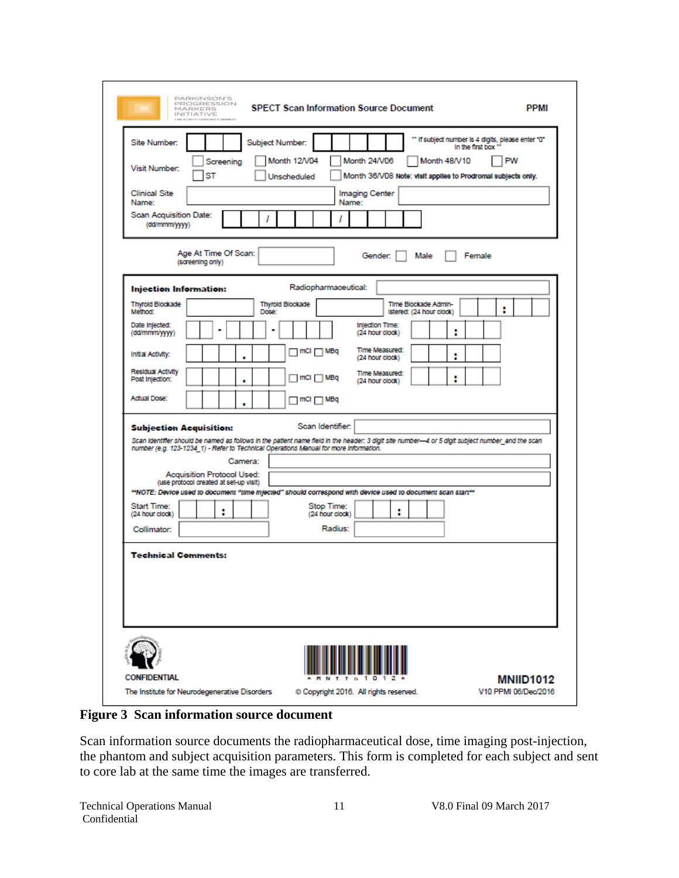PARKINSON'S PROGRESSION MARKERS INITIATIVE

**SPECT Scan Information Source Document** **PPMI**

Site Number: Subject Number: ** If subject number is 4 digits, please enter "0" in the first box **

Visit Number: ☐ Screening ☐ Month 12/V04 ☐ Month 24/V06 ☐ Month 48/V10 ☐ PW
☐ ST ☐ Unscheduled ☐ Month 36/V08 **Note: visit applies to Prodromal subjects only.**

Clinical Site Name: Imaging Center Name:

Scan Acquisition Date: (dd/mmm/yyyy) / /

Age At Time Of Scan: (screening only) Gender: ☐ Male ☐ Female

**Injection Information:** Radiopharmaceutical:

Thyroid Blockade Method: Thyroid Blockade Dose: Time Blockade Administered: (24 hour clock) :

Date Injected: (dd/mmm/yyyy) - - Injection Time: (24 hour clock) :

Initial Activity: . ☐ mCi ☐ MBq Time Measured: (24 hour clock) :

Residual Activity Post Injection: . ☐ mCi ☐ MBq Time Measured: (24 hour clock) :

Actual Dose: . ☐ mCi ☐ MBq

**Subjection Acquisition:** Scan Identifier:

*Scan Identifier should be named as follows in the patient name field in the header: 3 digit site number—4 or 5 digit subject number_and the scan number (e.g. 123-1234_1) - Refer to Technical Operations Manual for more information.*

Camera:

Acquisition Protocol Used: (use protocol created at set-up visit)

***NOTE: Device used to document "time injected" should correspond with device used to document scan start***

Start Time: (24 hour clock) : Stop Time: (24 hour clock) :

Collimator: Radius:

**Technical Comments:**

CONFIDENTIAL
The Institute for Neurodegenerative Disorders

*MNTT01012*
© Copyright 2016. All rights reserved.

**MNIID1012**
V10 PPMI 06/Dec/2016

**Figure 3 Scan information source document**

Scan information source documents the radiopharmaceutical dose, time imaging post-injection, the phantom and subject acquisition parameters. This form is completed for each subject and sent to core lab at the same time the images are transferred.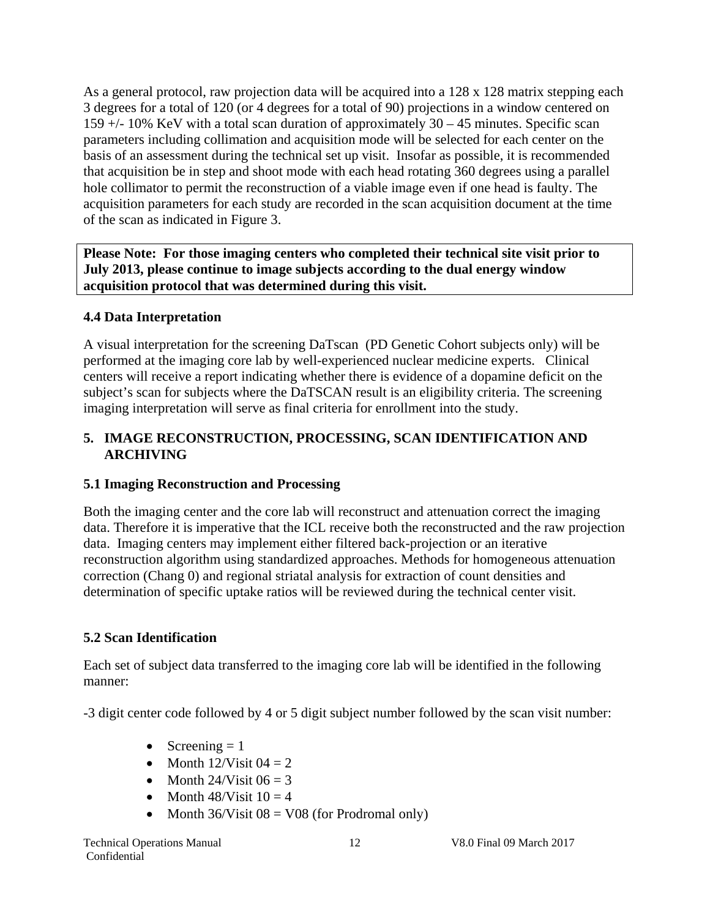As a general protocol, raw projection data will be acquired into a 128 x 128 matrix stepping each 3 degrees for a total of 120 (or 4 degrees for a total of 90) projections in a window centered on 159 +/- 10% KeV with a total scan duration of approximately 30 – 45 minutes. Specific scan parameters including collimation and acquisition mode will be selected for each center on the basis of an assessment during the technical set up visit. Insofar as possible, it is recommended that acquisition be in step and shoot mode with each head rotating 360 degrees using a parallel hole collimator to permit the reconstruction of a viable image even if one head is faulty. The acquisition parameters for each study are recorded in the scan acquisition document at the time of the scan as indicated in Figure 3.

**Please Note: For those imaging centers who completed their technical site visit prior to July 2013, please continue to image subjects according to the dual energy window acquisition protocol that was determined during this visit.**

### 4.4 Data Interpretation

A visual interpretation for the screening DaTscan (PD Genetic Cohort subjects only) will be performed at the imaging core lab by well-experienced nuclear medicine experts. Clinical centers will receive a report indicating whether there is evidence of a dopamine deficit on the subject's scan for subjects where the DaTSCAN result is an eligibility criteria. The screening imaging interpretation will serve as final criteria for enrollment into the study.

## 5. IMAGE RECONSTRUCTION, PROCESSING, SCAN IDENTIFICATION AND ARCHIVING

### 5.1 Imaging Reconstruction and Processing

Both the imaging center and the core lab will reconstruct and attenuation correct the imaging data. Therefore it is imperative that the ICL receive both the reconstructed and the raw projection data. Imaging centers may implement either filtered back-projection or an iterative reconstruction algorithm using standardized approaches. Methods for homogeneous attenuation correction (Chang 0) and regional striatal analysis for extraction of count densities and determination of specific uptake ratios will be reviewed during the technical center visit.

### 5.2 Scan Identification

Each set of subject data transferred to the imaging core lab will be identified in the following manner:

-3 digit center code followed by 4 or 5 digit subject number followed by the scan visit number:

- Screening = 1
- Month 12/Visit 04 = 2
- Month 24/Visit 06 = 3
- Month 48/Visit 10 = 4
- Month 36/Visit 08 = V08 (for Prodromal only)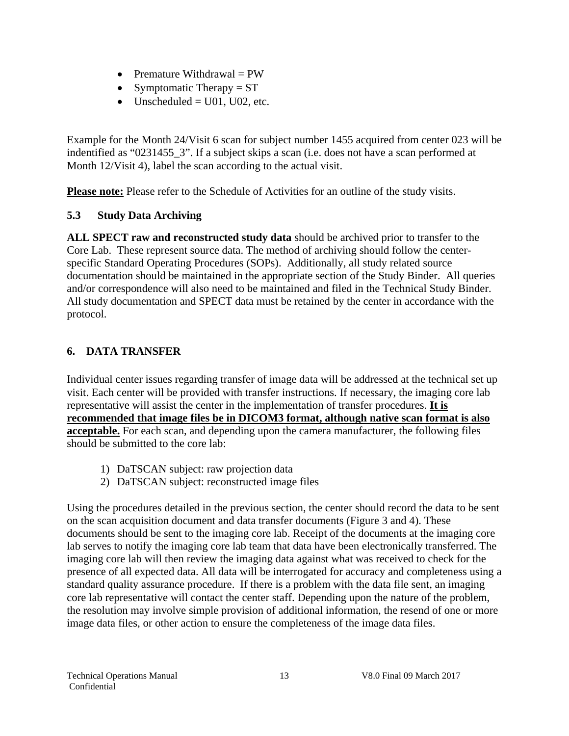- Premature Withdrawal = PW
- Symptomatic Therapy = ST
- Unscheduled = U01, U02, etc.

Example for the Month 24/Visit 6 scan for subject number 1455 acquired from center 023 will be indentified as "0231455_3". If a subject skips a scan (i.e. does not have a scan performed at Month 12/Visit 4), label the scan according to the actual visit.

**Please note:** Please refer to the Schedule of Activities for an outline of the study visits.

### 5.3 Study Data Archiving

**ALL SPECT raw and reconstructed study data** should be archived prior to transfer to the Core Lab. These represent source data. The method of archiving should follow the center-specific Standard Operating Procedures (SOPs). Additionally, all study related source documentation should be maintained in the appropriate section of the Study Binder. All queries and/or correspondence will also need to be maintained and filed in the Technical Study Binder. All study documentation and SPECT data must be retained by the center in accordance with the protocol.

## 6. DATA TRANSFER

Individual center issues regarding transfer of image data will be addressed at the technical set up visit. Each center will be provided with transfer instructions. If necessary, the imaging core lab representative will assist the center in the implementation of transfer procedures. **It is recommended that image files be in DICOM3 format, although native scan format is also acceptable.** For each scan, and depending upon the camera manufacturer, the following files should be submitted to the core lab:

1) DaTSCAN subject: raw projection data
2) DaTSCAN subject: reconstructed image files

Using the procedures detailed in the previous section, the center should record the data to be sent on the scan acquisition document and data transfer documents (Figure 3 and 4). These documents should be sent to the imaging core lab. Receipt of the documents at the imaging core lab serves to notify the imaging core lab team that data have been electronically transferred. The imaging core lab will then review the imaging data against what was received to check for the presence of all expected data. All data will be interrogated for accuracy and completeness using a standard quality assurance procedure. If there is a problem with the data file sent, an imaging core lab representative will contact the center staff. Depending upon the nature of the problem, the resolution may involve simple provision of additional information, the resend of one or more image data files, or other action to ensure the completeness of the image data files.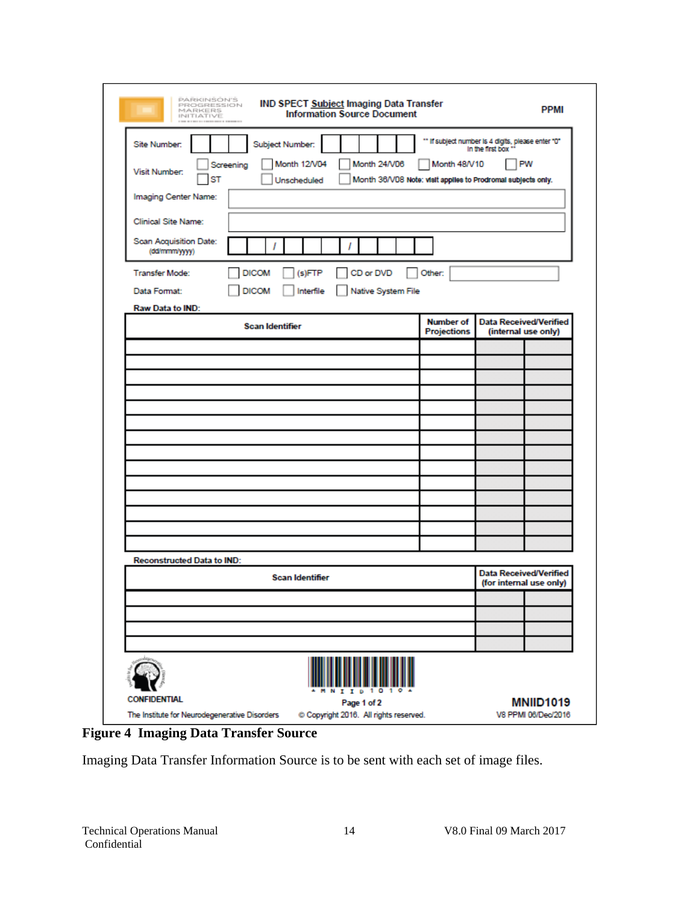PARKINSON'S PROGRESSION MARKERS INITIATIVE

**IND SPECT Subject Imaging Data Transfer Information Source Document** — **PPMI**

Site Number: | | | | Subject Number: | | | | | | ** If subject number is 4 digits, please enter "0" in the first box **

Visit Number: ☐ Screening ☐ Month 12/V04 ☐ Month 24/V06 ☐ Month 48/V10 ☐ PW ☐ ST ☐ Unscheduled ☐ Month 36/V08 **Note: visit applies to Prodromal subjects only.**

Imaging Center Name: ______________________

Clinical Site Name: ______________________

Scan Acquisition Date: (dd/mmm/yyyy) | | / | | | / | | | |

Transfer Mode: ☐ DICOM ☐ (s)FTP ☐ CD or DVD ☐ Other: ________

Data Format: ☐ DICOM ☐ Interfile ☐ Native System File

**Raw Data to IND:**

| Scan Identifier | Number of Projections | Data Received/Verified (internal use only) | |
|---|---|---|---|
| | | | |
| | | | |
| | | | |
| | | | |
| | | | |
| | | | |
| | | | |
| | | | |
| | | | |
| | | | |
| | | | |
| | | | |
| | | | |
| | | | |

**Reconstructed Data to IND:**

| Scan Identifier | Data Received/Verified (for internal use only) | |
|---|---|---|
| | | |
| | | |
| | | |
| | | |

*MNIID1019*

CONFIDENTIAL — Page 1 of 2 — **MNIID1019**

The Institute for Neurodegenerative Disorders — © Copyright 2016. All rights reserved. — V8 PPMI 06/Dec/2016

**Figure 4 Imaging Data Transfer Source**

Imaging Data Transfer Information Source is to be sent with each set of image files.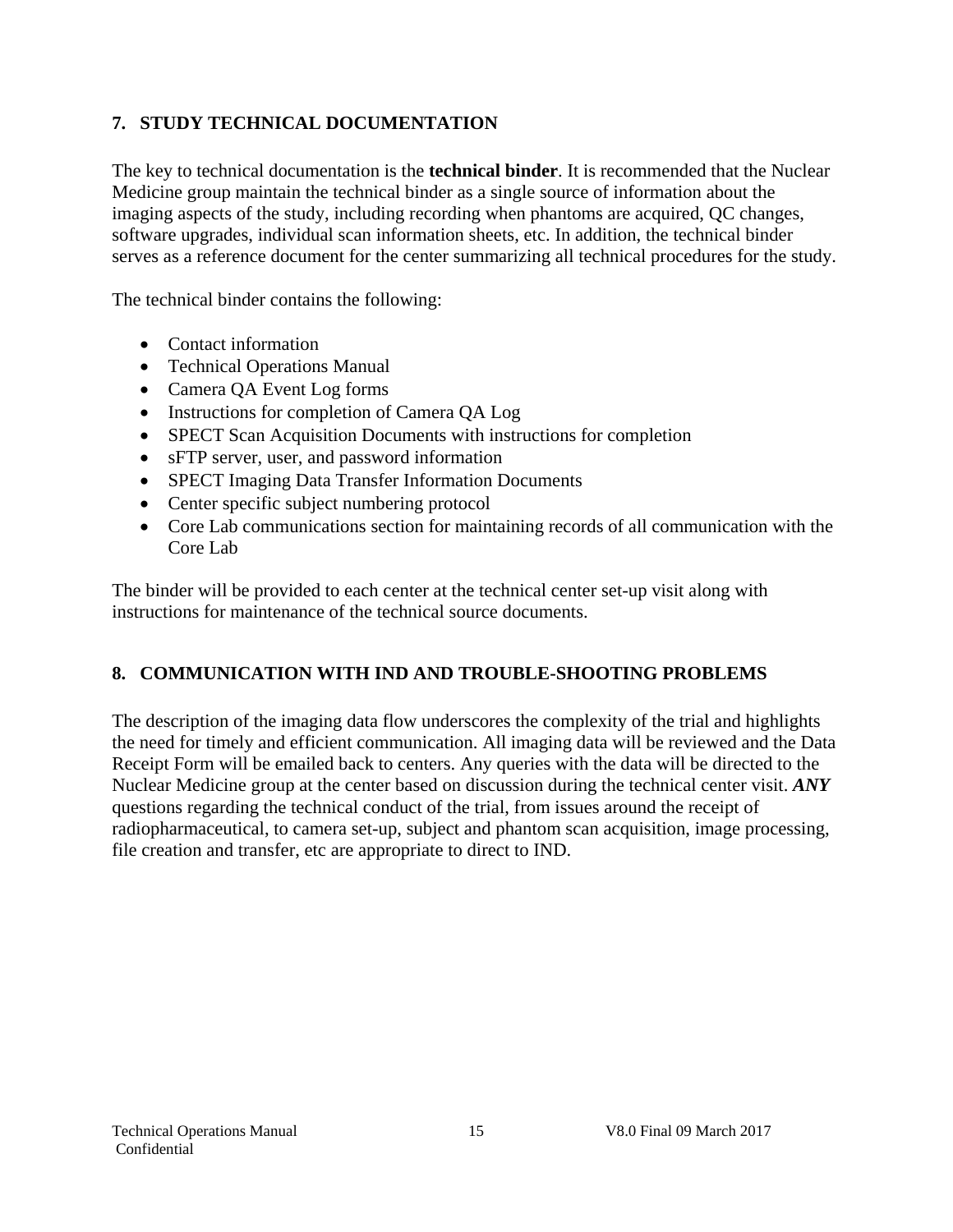## 7. STUDY TECHNICAL DOCUMENTATION

The key to technical documentation is the **technical binder**. It is recommended that the Nuclear Medicine group maintain the technical binder as a single source of information about the imaging aspects of the study, including recording when phantoms are acquired, QC changes, software upgrades, individual scan information sheets, etc. In addition, the technical binder serves as a reference document for the center summarizing all technical procedures for the study.

The technical binder contains the following:

- Contact information
- Technical Operations Manual
- Camera QA Event Log forms
- Instructions for completion of Camera QA Log
- SPECT Scan Acquisition Documents with instructions for completion
- sFTP server, user, and password information
- SPECT Imaging Data Transfer Information Documents
- Center specific subject numbering protocol
- Core Lab communications section for maintaining records of all communication with the Core Lab

The binder will be provided to each center at the technical center set-up visit along with instructions for maintenance of the technical source documents.

## 8. COMMUNICATION WITH IND AND TROUBLE-SHOOTING PROBLEMS

The description of the imaging data flow underscores the complexity of the trial and highlights the need for timely and efficient communication. All imaging data will be reviewed and the Data Receipt Form will be emailed back to centers. Any queries with the data will be directed to the Nuclear Medicine group at the center based on discussion during the technical center visit. ***ANY*** questions regarding the technical conduct of the trial, from issues around the receipt of radiopharmaceutical, to camera set-up, subject and phantom scan acquisition, image processing, file creation and transfer, etc are appropriate to direct to IND.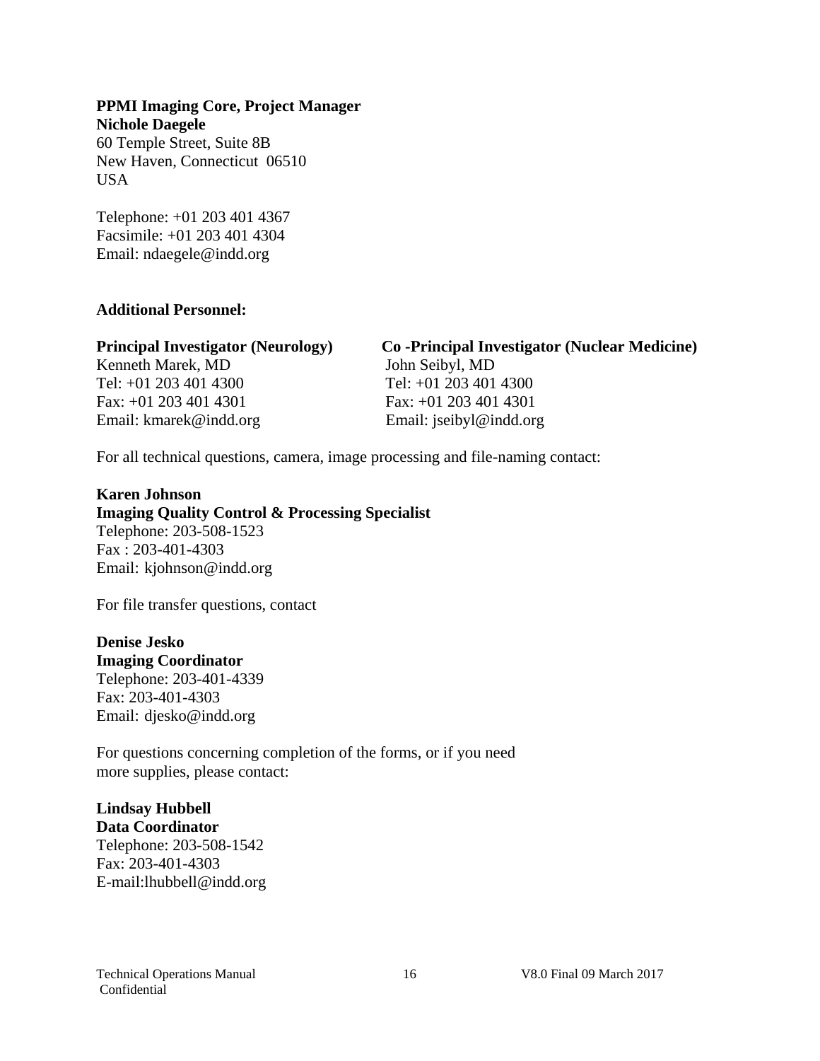**PPMI Imaging Core, Project Manager**
**Nichole Daegele**
60 Temple Street, Suite 8B
New Haven, Connecticut 06510
USA

Telephone: +01 203 401 4367
Facsimile: +01 203 401 4304
Email: ndaegele@indd.org

**Additional Personnel:**

**Principal Investigator (Neurology)**
Kenneth Marek, MD
Tel: +01 203 401 4300
Fax: +01 203 401 4301
Email: kmarek@indd.org

**Co -Principal Investigator (Nuclear Medicine)**
John Seibyl, MD
Tel: +01 203 401 4300
Fax: +01 203 401 4301
Email: jseibyl@indd.org

For all technical questions, camera, image processing and file-naming contact:

**Karen Johnson**
**Imaging Quality Control & Processing Specialist**
Telephone: 203-508-1523
Fax : 203-401-4303
Email: kjohnson@indd.org

For file transfer questions, contact

**Denise Jesko**
**Imaging Coordinator**
Telephone: 203-401-4339
Fax: 203-401-4303
Email: djesko@indd.org

For questions concerning completion of the forms, or if you need more supplies, please contact:

**Lindsay Hubbell**
**Data Coordinator**
Telephone: 203-508-1542
Fax: 203-401-4303
E-mail:lhubbell@indd.org